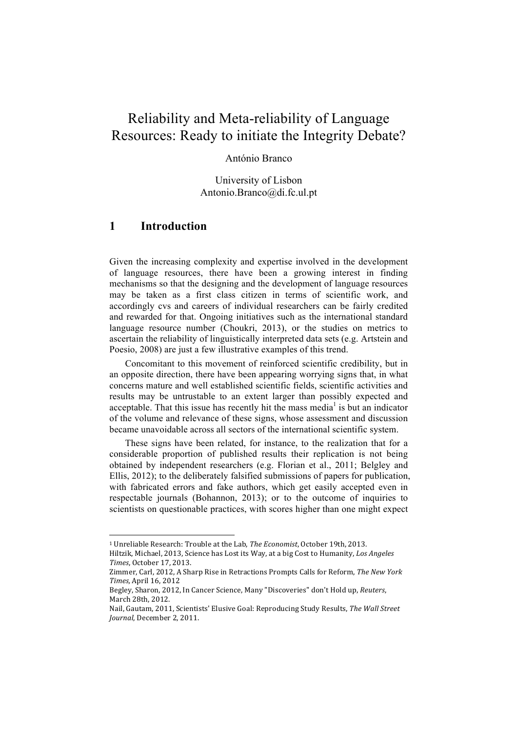# Reliability and Meta-reliability of Language Resources: Ready to initiate the Integrity Debate?

António Branco

University of Lisbon
Antonio.Branco@di.fc.ul.pt

## 1 Introduction

Given the increasing complexity and expertise involved in the development of language resources, there have been a growing interest in finding mechanisms so that the designing and the development of language resources may be taken as a first class citizen in terms of scientific work, and accordingly cvs and careers of individual researchers can be fairly credited and rewarded for that. Ongoing initiatives such as the international standard language resource number (Choukri, 2013), or the studies on metrics to ascertain the reliability of linguistically interpreted data sets (e.g. Artstein and Poesio, 2008) are just a few illustrative examples of this trend.

Concomitant to this movement of reinforced scientific credibility, but in an opposite direction, there have been appearing worrying signs that, in what concerns mature and well established scientific fields, scientific activities and results may be untrustable to an extent larger than possibly expected and acceptable. That this issue has recently hit the mass media[1] is but an indicator of the volume and relevance of these signs, whose assessment and discussion became unavoidable across all sectors of the international scientific system.

These signs have been related, for instance, to the realization that for a considerable proportion of published results their replication is not being obtained by independent researchers (e.g. Florian et al., 2011; Belgley and Ellis, 2012); to the deliberately falsified submissions of papers for publication, with fabricated errors and fake authors, which get easily accepted even in respectable journals (Bohannon, 2013); or to the outcome of inquiries to scientists on questionable practices, with scores higher than one might expect

---

[1] Unreliable Research: Trouble at the Lab, *The Economist*, October 19th, 2013.
Hiltzik, Michael, 2013, Science has Lost its Way, at a big Cost to Humanity, *Los Angeles Times*, October 17, 2013.
Zimmer, Carl, 2012, A Sharp Rise in Retractions Prompts Calls for Reform, *The New York Times,* April 16, 2012
Begley, Sharon, 2012, In Cancer Science, Many "Discoveries" don't Hold up, *Reuters*, March 28th, 2012.
Nail, Gautam, 2011, Scientists' Elusive Goal: Reproducing Study Results, *The Wall Street Journal*, December 2, 2011.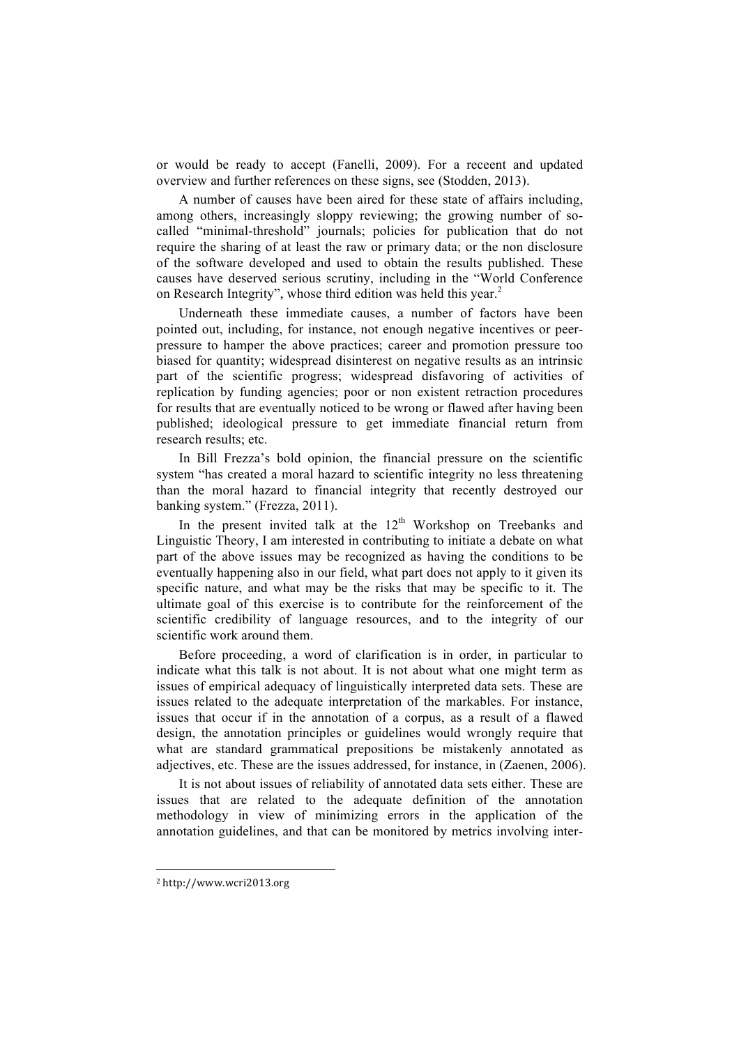or would be ready to accept (Fanelli, 2009). For a receent and updated overview and further references on these signs, see (Stodden, 2013).

A number of causes have been aired for these state of affairs including, among others, increasingly sloppy reviewing; the growing number of so-called "minimal-threshold" journals; policies for publication that do not require the sharing of at least the raw or primary data; or the non disclosure of the software developed and used to obtain the results published. These causes have deserved serious scrutiny, including in the "World Conference on Research Integrity", whose third edition was held this year.[2]

Underneath these immediate causes, a number of factors have been pointed out, including, for instance, not enough negative incentives or peer-pressure to hamper the above practices; career and promotion pressure too biased for quantity; widespread disinterest on negative results as an intrinsic part of the scientific progress; widespread disfavoring of activities of replication by funding agencies; poor or non existent retraction procedures for results that are eventually noticed to be wrong or flawed after having been published; ideological pressure to get immediate financial return from research results; etc.

In Bill Frezza's bold opinion, the financial pressure on the scientific system "has created a moral hazard to scientific integrity no less threatening than the moral hazard to financial integrity that recently destroyed our banking system." (Frezza, 2011).

In the present invited talk at the 12th Workshop on Treebanks and Linguistic Theory, I am interested in contributing to initiate a debate on what part of the above issues may be recognized as having the conditions to be eventually happening also in our field, what part does not apply to it given its specific nature, and what may be the risks that may be specific to it. The ultimate goal of this exercise is to contribute for the reinforcement of the scientific credibility of language resources, and to the integrity of our scientific work around them.

Before proceeding, a word of clarification is in order, in particular to indicate what this talk is not about. It is not about what one might term as issues of empirical adequacy of linguistically interpreted data sets. These are issues related to the adequate interpretation of the markables. For instance, issues that occur if in the annotation of a corpus, as a result of a flawed design, the annotation principles or guidelines would wrongly require that what are standard grammatical prepositions be mistakenly annotated as adjectives, etc. These are the issues addressed, for instance, in (Zaenen, 2006).

It is not about issues of reliability of annotated data sets either. These are issues that are related to the adequate definition of the annotation methodology in view of minimizing errors in the application of the annotation guidelines, and that can be monitored by metrics involving inter-

[2] http://www.wcri2013.org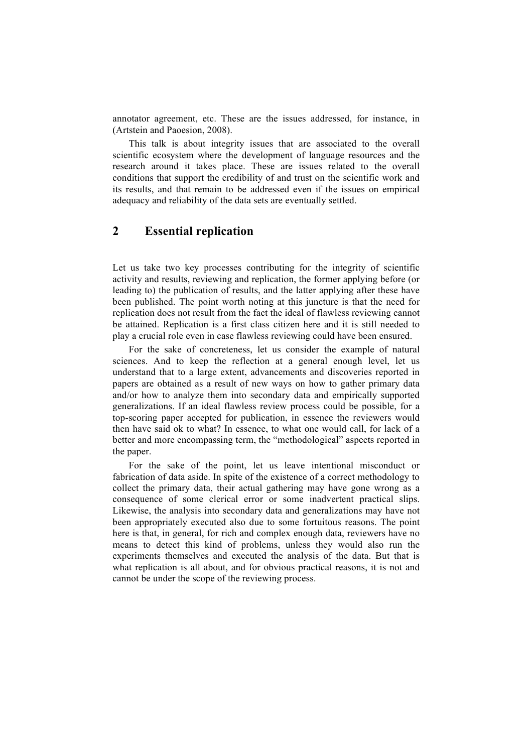annotator agreement, etc. These are the issues addressed, for instance, in (Artstein and Paoesion, 2008).

This talk is about integrity issues that are associated to the overall scientific ecosystem where the development of language resources and the research around it takes place. These are issues related to the overall conditions that support the credibility of and trust on the scientific work and its results, and that remain to be addressed even if the issues on empirical adequacy and reliability of the data sets are eventually settled.

## 2 Essential replication

Let us take two key processes contributing for the integrity of scientific activity and results, reviewing and replication, the former applying before (or leading to) the publication of results, and the latter applying after these have been published. The point worth noting at this juncture is that the need for replication does not result from the fact the ideal of flawless reviewing cannot be attained. Replication is a first class citizen here and it is still needed to play a crucial role even in case flawless reviewing could have been ensured.

For the sake of concreteness, let us consider the example of natural sciences. And to keep the reflection at a general enough level, let us understand that to a large extent, advancements and discoveries reported in papers are obtained as a result of new ways on how to gather primary data and/or how to analyze them into secondary data and empirically supported generalizations. If an ideal flawless review process could be possible, for a top-scoring paper accepted for publication, in essence the reviewers would then have said ok to what? In essence, to what one would call, for lack of a better and more encompassing term, the "methodological" aspects reported in the paper.

For the sake of the point, let us leave intentional misconduct or fabrication of data aside. In spite of the existence of a correct methodology to collect the primary data, their actual gathering may have gone wrong as a consequence of some clerical error or some inadvertent practical slips. Likewise, the analysis into secondary data and generalizations may have not been appropriately executed also due to some fortuitous reasons. The point here is that, in general, for rich and complex enough data, reviewers have no means to detect this kind of problems, unless they would also run the experiments themselves and executed the analysis of the data. But that is what replication is all about, and for obvious practical reasons, it is not and cannot be under the scope of the reviewing process.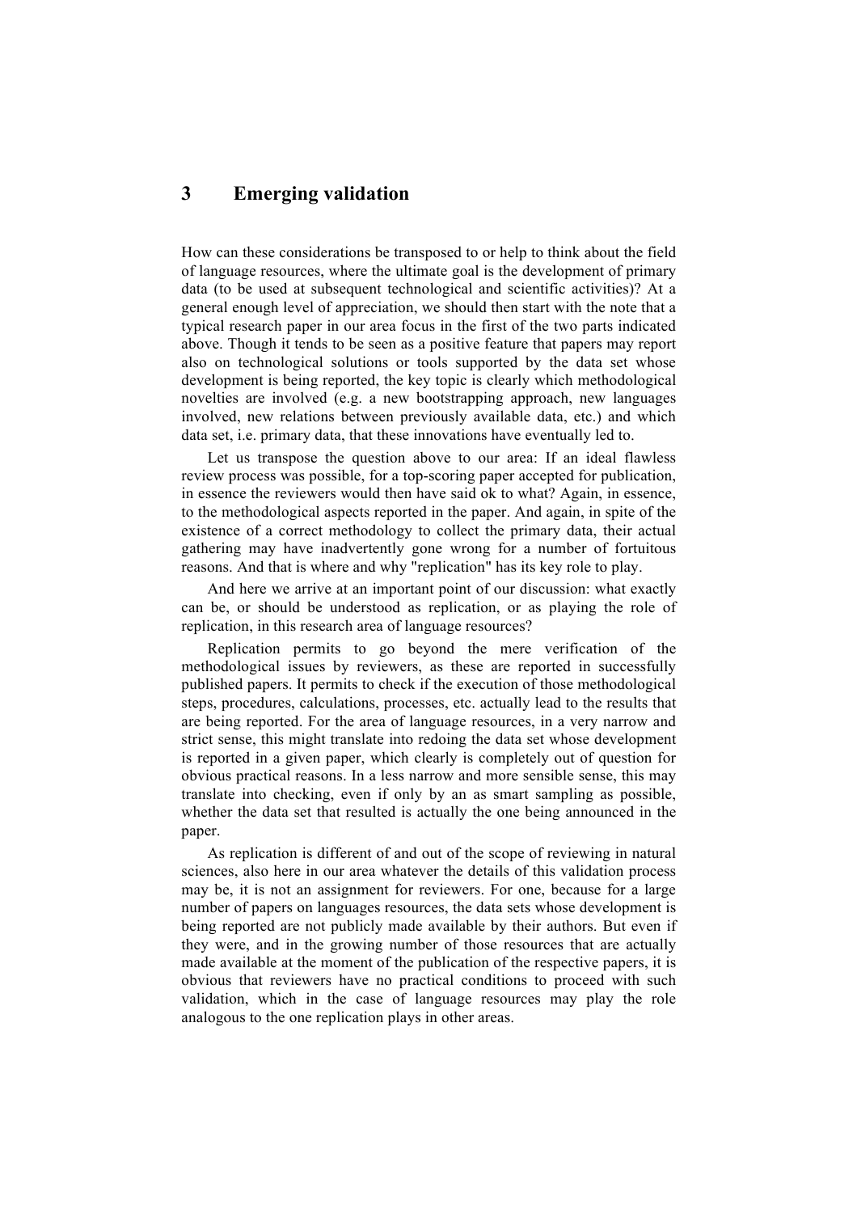## 3 Emerging validation

How can these considerations be transposed to or help to think about the field of language resources, where the ultimate goal is the development of primary data (to be used at subsequent technological and scientific activities)? At a general enough level of appreciation, we should then start with the note that a typical research paper in our area focus in the first of the two parts indicated above. Though it tends to be seen as a positive feature that papers may report also on technological solutions or tools supported by the data set whose development is being reported, the key topic is clearly which methodological novelties are involved (e.g. a new bootstrapping approach, new languages involved, new relations between previously available data, etc.) and which data set, i.e. primary data, that these innovations have eventually led to.

Let us transpose the question above to our area: If an ideal flawless review process was possible, for a top-scoring paper accepted for publication, in essence the reviewers would then have said ok to what? Again, in essence, to the methodological aspects reported in the paper. And again, in spite of the existence of a correct methodology to collect the primary data, their actual gathering may have inadvertently gone wrong for a number of fortuitous reasons. And that is where and why "replication" has its key role to play.

And here we arrive at an important point of our discussion: what exactly can be, or should be understood as replication, or as playing the role of replication, in this research area of language resources?

Replication permits to go beyond the mere verification of the methodological issues by reviewers, as these are reported in successfully published papers. It permits to check if the execution of those methodological steps, procedures, calculations, processes, etc. actually lead to the results that are being reported. For the area of language resources, in a very narrow and strict sense, this might translate into redoing the data set whose development is reported in a given paper, which clearly is completely out of question for obvious practical reasons. In a less narrow and more sensible sense, this may translate into checking, even if only by an as smart sampling as possible, whether the data set that resulted is actually the one being announced in the paper.

As replication is different of and out of the scope of reviewing in natural sciences, also here in our area whatever the details of this validation process may be, it is not an assignment for reviewers. For one, because for a large number of papers on languages resources, the data sets whose development is being reported are not publicly made available by their authors. But even if they were, and in the growing number of those resources that are actually made available at the moment of the publication of the respective papers, it is obvious that reviewers have no practical conditions to proceed with such validation, which in the case of language resources may play the role analogous to the one replication plays in other areas.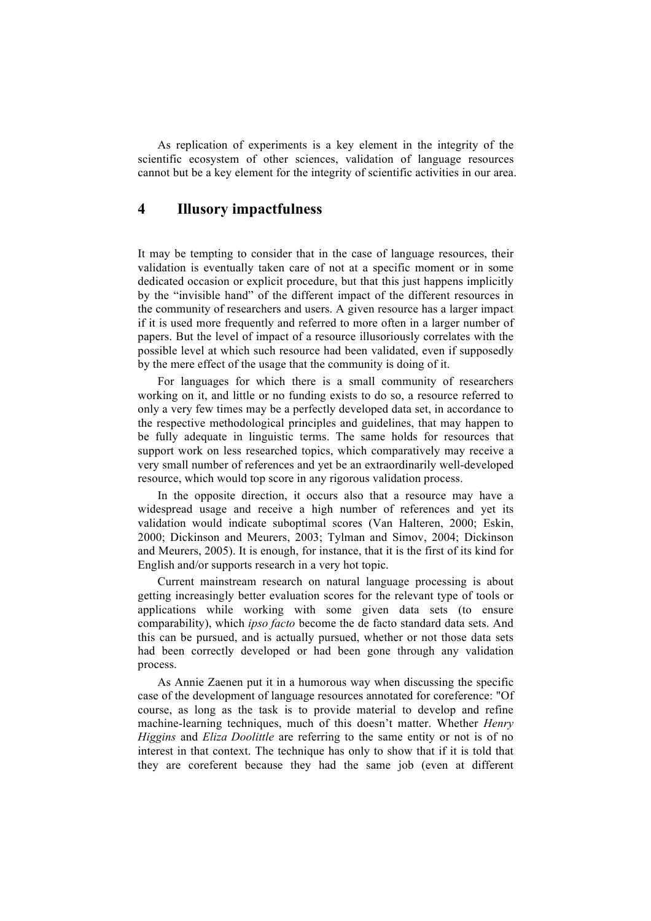As replication of experiments is a key element in the integrity of the scientific ecosystem of other sciences, validation of language resources cannot but be a key element for the integrity of scientific activities in our area.

## 4 Illusory impactfulness

It may be tempting to consider that in the case of language resources, their validation is eventually taken care of not at a specific moment or in some dedicated occasion or explicit procedure, but that this just happens implicitly by the "invisible hand" of the different impact of the different resources in the community of researchers and users. A given resource has a larger impact if it is used more frequently and referred to more often in a larger number of papers. But the level of impact of a resource illusoriously correlates with the possible level at which such resource had been validated, even if supposedly by the mere effect of the usage that the community is doing of it.

For languages for which there is a small community of researchers working on it, and little or no funding exists to do so, a resource referred to only a very few times may be a perfectly developed data set, in accordance to the respective methodological principles and guidelines, that may happen to be fully adequate in linguistic terms. The same holds for resources that support work on less researched topics, which comparatively may receive a very small number of references and yet be an extraordinarily well-developed resource, which would top score in any rigorous validation process.

In the opposite direction, it occurs also that a resource may have a widespread usage and receive a high number of references and yet its validation would indicate suboptimal scores (Van Halteren, 2000; Eskin, 2000; Dickinson and Meurers, 2003; Tylman and Simov, 2004; Dickinson and Meurers, 2005). It is enough, for instance, that it is the first of its kind for English and/or supports research in a very hot topic.

Current mainstream research on natural language processing is about getting increasingly better evaluation scores for the relevant type of tools or applications while working with some given data sets (to ensure comparability), which *ipso facto* become the de facto standard data sets. And this can be pursued, and is actually pursued, whether or not those data sets had been correctly developed or had been gone through any validation process.

As Annie Zaenen put it in a humorous way when discussing the specific case of the development of language resources annotated for coreference: "Of course, as long as the task is to provide material to develop and refine machine-learning techniques, much of this doesn't matter. Whether *Henry Higgins* and *Eliza Doolittle* are referring to the same entity or not is of no interest in that context. The technique has only to show that if it is told that they are coreferent because they had the same job (even at different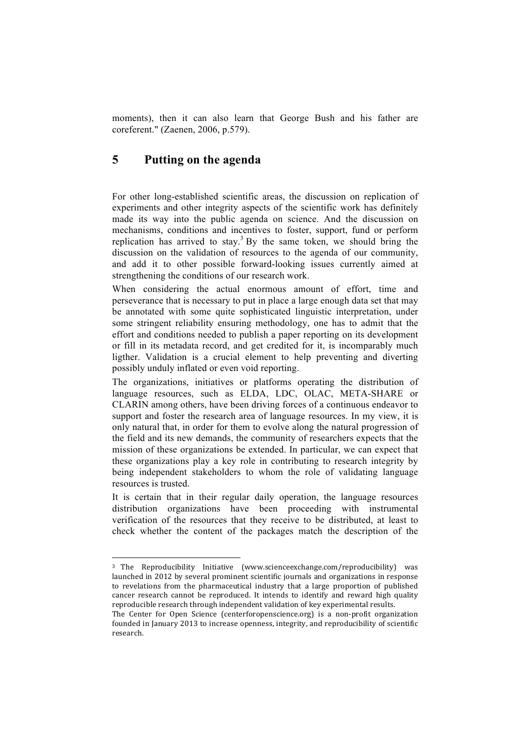moments), then it can also learn that George Bush and his father are coreferent." (Zaenen, 2006, p.579).

## 5 Putting on the agenda

For other long-established scientific areas, the discussion on replication of experiments and other integrity aspects of the scientific work has definitely made its way into the public agenda on science. And the discussion on mechanisms, conditions and incentives to foster, support, fund or perform replication has arrived to stay.[3] By the same token, we should bring the discussion on the validation of resources to the agenda of our community, and add it to other possible forward-looking issues currently aimed at strengthening the conditions of our research work.

When considering the actual enormous amount of effort, time and perseverance that is necessary to put in place a large enough data set that may be annotated with some quite sophisticated linguistic interpretation, under some stringent reliability ensuring methodology, one has to admit that the effort and conditions needed to publish a paper reporting on its development or fill in its metadata record, and get credited for it, is incomparably much ligther. Validation is a crucial element to help preventing and diverting possibly unduly inflated or even void reporting.

The organizations, initiatives or platforms operating the distribution of language resources, such as ELDA, LDC, OLAC, META-SHARE or CLARIN among others, have been driving forces of a continuous endeavor to support and foster the research area of language resources. In my view, it is only natural that, in order for them to evolve along the natural progression of the field and its new demands, the community of researchers expects that the mission of these organizations be extended. In particular, we can expect that these organizations play a key role in contributing to research integrity by being independent stakeholders to whom the role of validating language resources is trusted.

It is certain that in their regular daily operation, the language resources distribution organizations have been proceeding with instrumental verification of the resources that they receive to be distributed, at least to check whether the content of the packages match the description of the

---

[3] The Reproducibility Initiative (www.scienceexchange.com/reproducibility) was launched in 2012 by several prominent scientific journals and organizations in response to revelations from the pharmaceutical industry that a large proportion of published cancer research cannot be reproduced. It intends to identify and reward high quality reproducible research through independent validation of key experimental results.
The Center for Open Science (centerforopenscience.org) is a non-profit organization founded in January 2013 to increase openness, integrity, and reproducibility of scientific research.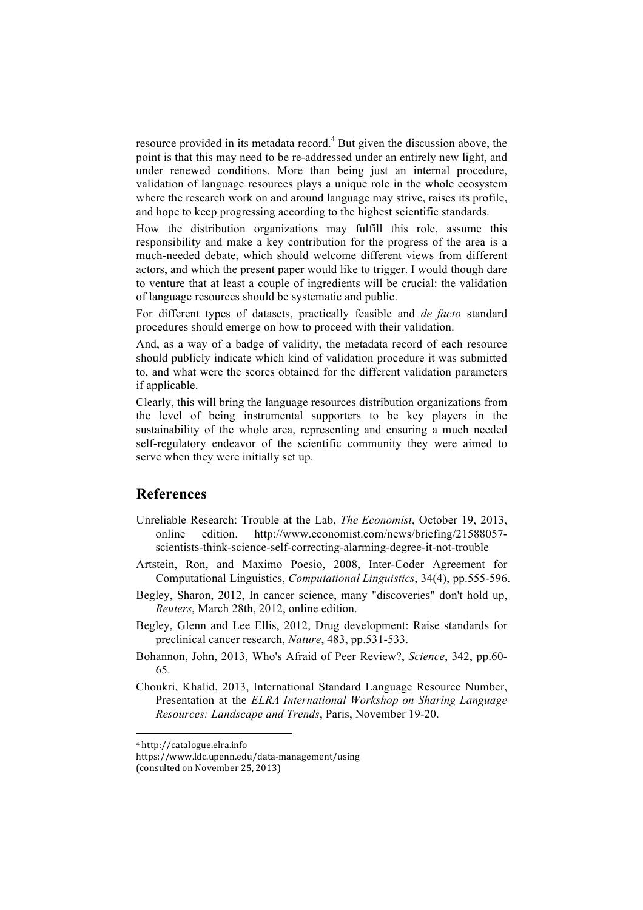resource provided in its metadata record.[4] But given the discussion above, the point is that this may need to be re-addressed under an entirely new light, and under renewed conditions. More than being just an internal procedure, validation of language resources plays a unique role in the whole ecosystem where the research work on and around language may strive, raises its profile, and hope to keep progressing according to the highest scientific standards.

How the distribution organizations may fulfill this role, assume this responsibility and make a key contribution for the progress of the area is a much-needed debate, which should welcome different views from different actors, and which the present paper would like to trigger. I would though dare to venture that at least a couple of ingredients will be crucial: the validation of language resources should be systematic and public.

For different types of datasets, practically feasible and *de facto* standard procedures should emerge on how to proceed with their validation.

And, as a way of a badge of validity, the metadata record of each resource should publicly indicate which kind of validation procedure it was submitted to, and what were the scores obtained for the different validation parameters if applicable.

Clearly, this will bring the language resources distribution organizations from the level of being instrumental supporters to be key players in the sustainability of the whole area, representing and ensuring a much needed self-regulatory endeavor of the scientific community they were aimed to serve when they were initially set up.

## References

Unreliable Research: Trouble at the Lab, *The Economist*, October 19, 2013, online edition. http://www.economist.com/news/briefing/21588057-scientists-think-science-self-correcting-alarming-degree-it-not-trouble

Artstein, Ron, and Maximo Poesio, 2008, Inter-Coder Agreement for Computational Linguistics, *Computational Linguistics*, 34(4), pp.555-596.

Begley, Sharon, 2012, In cancer science, many "discoveries" don't hold up, *Reuters*, March 28th, 2012, online edition.

Begley, Glenn and Lee Ellis, 2012, Drug development: Raise standards for preclinical cancer research, *Nature*, 483, pp.531-533.

Bohannon, John, 2013, Who's Afraid of Peer Review?, *Science*, 342, pp.60-65.

Choukri, Khalid, 2013, International Standard Language Resource Number, Presentation at the *ELRA International Workshop on Sharing Language Resources: Landscape and Trends*, Paris, November 19-20.

---

[4] http://catalogue.elra.info
https://www.ldc.upenn.edu/data-management/using
(consulted on November 25, 2013)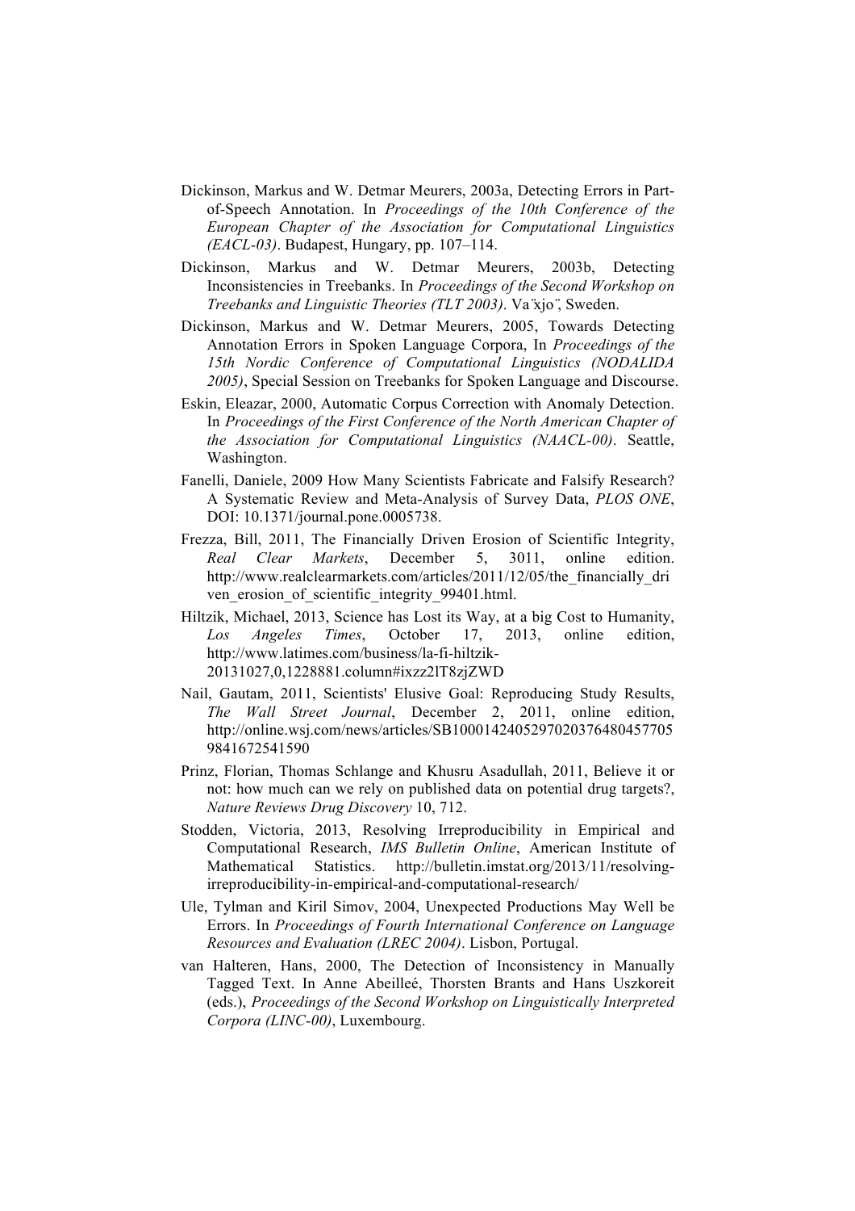Dickinson, Markus and W. Detmar Meurers, 2003a, Detecting Errors in Part-of-Speech Annotation. In *Proceedings of the 10th Conference of the European Chapter of the Association for Computational Linguistics (EACL-03)*. Budapest, Hungary, pp. 107–114.

Dickinson, Markus and W. Detmar Meurers, 2003b, Detecting Inconsistencies in Treebanks. In *Proceedings of the Second Workshop on Treebanks and Linguistic Theories (TLT 2003)*. Va¨xjo¨, Sweden.

Dickinson, Markus and W. Detmar Meurers, 2005, Towards Detecting Annotation Errors in Spoken Language Corpora, In *Proceedings of the 15th Nordic Conference of Computational Linguistics (NODALIDA 2005)*, Special Session on Treebanks for Spoken Language and Discourse.

Eskin, Eleazar, 2000, Automatic Corpus Correction with Anomaly Detection. In *Proceedings of the First Conference of the North American Chapter of the Association for Computational Linguistics (NAACL-00)*. Seattle, Washington.

Fanelli, Daniele, 2009 How Many Scientists Fabricate and Falsify Research? A Systematic Review and Meta-Analysis of Survey Data, *PLOS ONE*, DOI: 10.1371/journal.pone.0005738.

Frezza, Bill, 2011, The Financially Driven Erosion of Scientific Integrity, *Real Clear Markets*, December 5, 3011, online edition. http://www.realclearmarkets.com/articles/2011/12/05/the_financially_driven_erosion_of_scientific_integrity_99401.html.

Hiltzik, Michael, 2013, Science has Lost its Way, at a big Cost to Humanity, *Los Angeles Times*, October 17, 2013, online edition, http://www.latimes.com/business/la-fi-hiltzik-20131027,0,1228881.column#ixzz2lT8zjZWD

Nail, Gautam, 2011, Scientists' Elusive Goal: Reproducing Study Results, *The Wall Street Journal*, December 2, 2011, online edition, http://online.wsj.com/news/articles/SB10001424052970203764804577059841672541590

Prinz, Florian, Thomas Schlange and Khusru Asadullah, 2011, Believe it or not: how much can we rely on published data on potential drug targets?, *Nature Reviews Drug Discovery* 10, 712.

Stodden, Victoria, 2013, Resolving Irreproducibility in Empirical and Computational Research, *IMS Bulletin Online*, American Institute of Mathematical Statistics. http://bulletin.imstat.org/2013/11/resolving-irreproducibility-in-empirical-and-computational-research/

Ule, Tylman and Kiril Simov, 2004, Unexpected Productions May Well be Errors. In *Proceedings of Fourth International Conference on Language Resources and Evaluation (LREC 2004)*. Lisbon, Portugal.

van Halteren, Hans, 2000, The Detection of Inconsistency in Manually Tagged Text. In Anne Abeilleé, Thorsten Brants and Hans Uszkoreit (eds.), *Proceedings of the Second Workshop on Linguistically Interpreted Corpora (LINC-00)*, Luxembourg.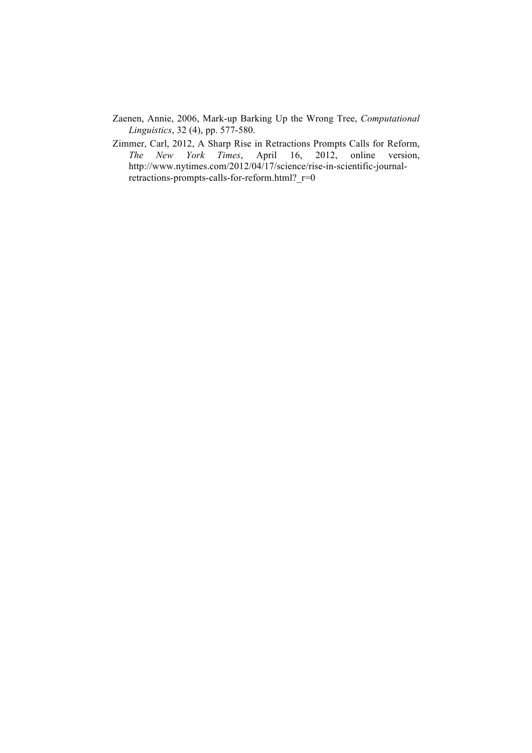Zaenen, Annie, 2006, Mark-up Barking Up the Wrong Tree, *Computational Linguistics*, 32 (4), pp. 577-580.

Zimmer, Carl, 2012, A Sharp Rise in Retractions Prompts Calls for Reform, *The New York Times*, April 16, 2012, online version, http://www.nytimes.com/2012/04/17/science/rise-in-scientific-journal-retractions-prompts-calls-for-reform.html?_r=0